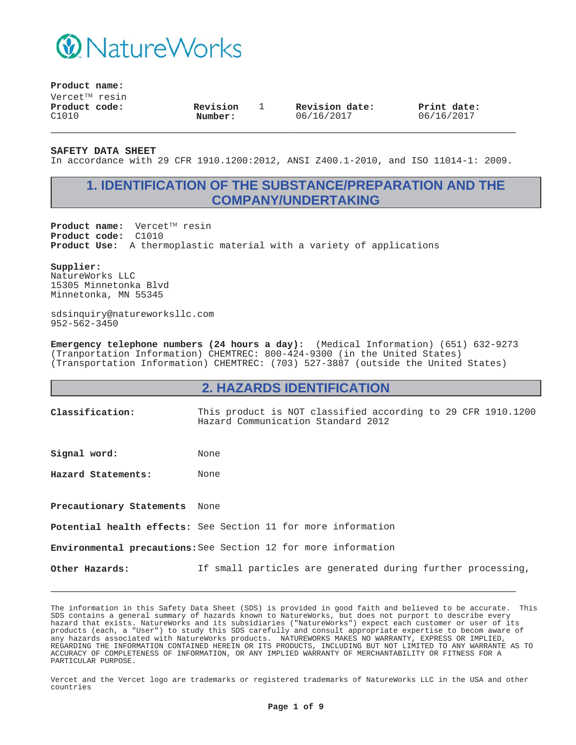NatureWorks

**Product name:**
Vercet™ resin

| **Product code:** | **Revision Number:** | | **Revision date:** | **Print date:** |
|---|---|---|---|---|
| C1010 | | 1 | 06/16/2017 | 06/16/2017 |

**SAFETY DATA SHEET**
In accordance with 29 CFR 1910.1200:2012, ANSI Z400.1-2010, and ISO 11014-1: 2009.

## 1. IDENTIFICATION OF THE SUBSTANCE/PREPARATION AND THE COMPANY/UNDERTAKING

**Product name:** Vercet™ resin
**Product code:** C1010
**Product Use:** A thermoplastic material with a variety of applications

**Supplier:**
NatureWorks LLC
15305 Minnetonka Blvd
Minnetonka, MN 55345

sdsinquiry@natureworksllc.com
952-562-3450

**Emergency telephone numbers (24 hours a day):** (Medical Information) (651) 632-9273
(Tranportation Information) CHEMTREC: 800-424-9300 (in the United States)
(Transportation Information) CHEMTREC: (703) 527-3887 (outside the United States)

## 2. HAZARDS IDENTIFICATION

**Classification:** This product is NOT classified according to 29 CFR 1910.1200 Hazard Communication Standard 2012

**Signal word:** None

**Hazard Statements:** None

**Precautionary Statements** None

**Potential health effects:** See Section 11 for more information

**Environmental precautions:** See Section 12 for more information

**Other Hazards:** If small particles are generated during further processing,

The information in this Safety Data Sheet (SDS) is provided in good faith and believed to be accurate. This SDS contains a general summary of hazards known to NatureWorks, but does not purport to describe every hazard that exists. NatureWorks and its subsidiaries ("NatureWorks") expect each customer or user of its products (each, a "User") to study this SDS carefully and consult appropriate expertise to becom aware of any hazards associated with NatureWorks products. NATUREWORKS MAKES NO WARRANTY, EXPRESS OR IMPLIED, REGARDING THE INFORMATION CONTAINED HEREIN OR ITS PRODUCTS, INCLUDING BUT NOT LIMITED TO ANY WARRANTE AS TO ACCURACY OF COMPLETENESS OF INFORMATION, OR ANY IMPLIED WARRANTY OF MERCHANTABILITY OR FITNESS FOR A PARTICULAR PURPOSE.

Vercet and the Vercet logo are trademarks or registered trademarks of NatureWorks LLC in the USA and other countries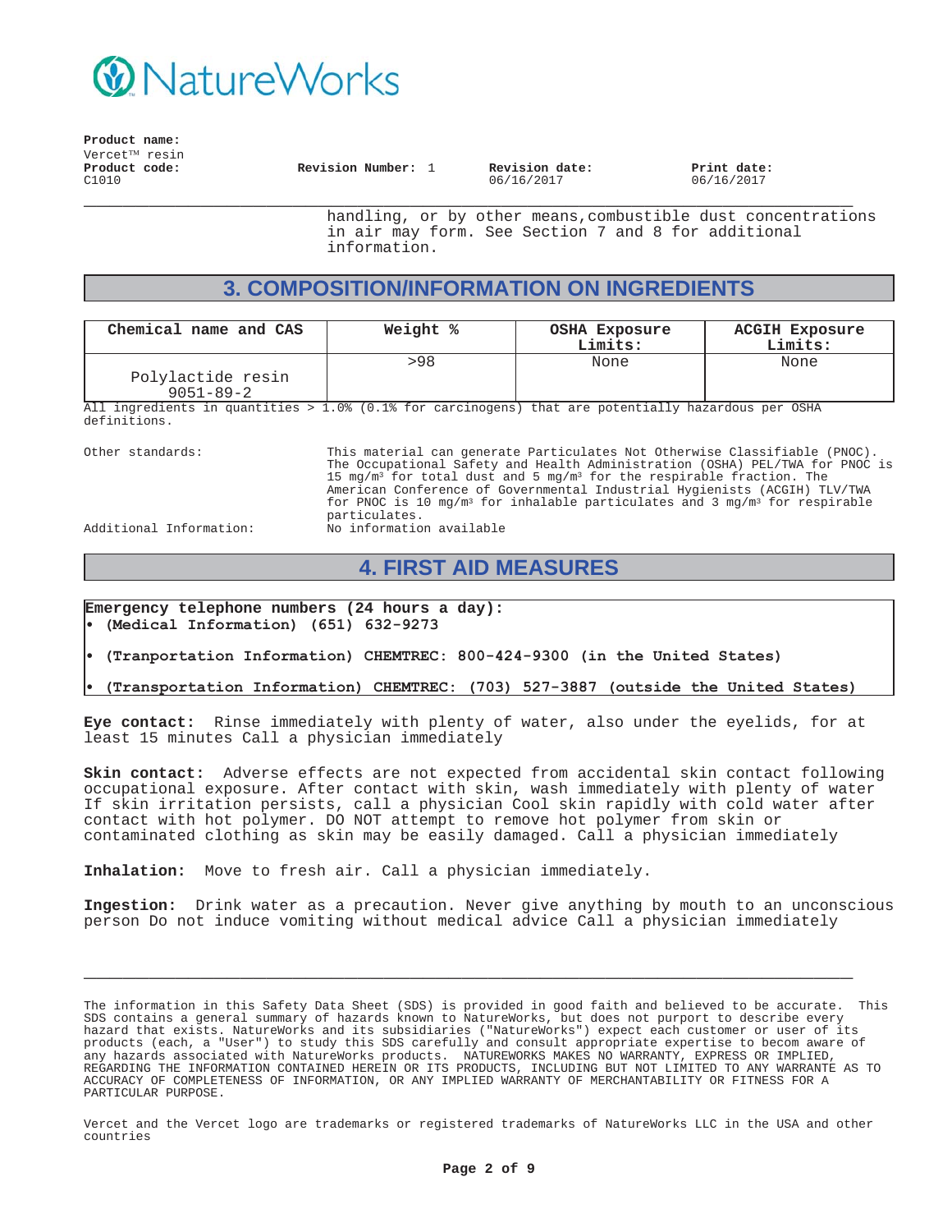handling, or by other means,combustible dust concentrations in air may form. See Section 7 and 8 for additional information.

## 3. COMPOSITION/INFORMATION ON INGREDIENTS

| Chemical name and CAS | Weight % | OSHA Exposure Limits: | ACGIH Exposure Limits: |
|---|---|---|---|
| Polylactide resin 9051-89-2 | >98 | None | None |

All ingredients in quantities > 1.0% (0.1% for carcinogens) that are potentially hazardous per OSHA definitions.

Other standards: This material can generate Particulates Not Otherwise Classifiable (PNOC). The Occupational Safety and Health Administration (OSHA) PEL/TWA for PNOC is 15 mg/m³ for total dust and 5 mg/m³ for the respirable fraction. The American Conference of Governmental Industrial Hygienists (ACGIH) TLV/TWA for PNOC is 10 mg/m³ for inhalable particulates and 3 mg/m³ for respirable particulates.

Additional Information: No information available

## 4. FIRST AID MEASURES

**Emergency telephone numbers (24 hours a day):**
- **(Medical Information) (651) 632-9273**
- **(Tranportation Information) CHEMTREC: 800-424-9300 (in the United States)**
- **(Transportation Information) CHEMTREC: (703) 527-3887 (outside the United States)**

**Eye contact:** Rinse immediately with plenty of water, also under the eyelids, for at least 15 minutes Call a physician immediately

**Skin contact:** Adverse effects are not expected from accidental skin contact following occupational exposure. After contact with skin, wash immediately with plenty of water If skin irritation persists, call a physician Cool skin rapidly with cold water after contact with hot polymer. DO NOT attempt to remove hot polymer from skin or contaminated clothing as skin may be easily damaged. Call a physician immediately

**Inhalation:** Move to fresh air. Call a physician immediately.

**Ingestion:** Drink water as a precaution. Never give anything by mouth to an unconscious person Do not induce vomiting without medical advice Call a physician immediately

The information in this Safety Data Sheet (SDS) is provided in good faith and believed to be accurate. This SDS contains a general summary of hazards known to NatureWorks, but does not purport to describe every hazard that exists. NatureWorks and its subsidiaries ("NatureWorks") expect each customer or user of its products (each, a "User") to study this SDS carefully and consult appropriate expertise to becom aware of any hazards associated with NatureWorks products. NATUREWORKS MAKES NO WARRANTY, EXPRESS OR IMPLIED, REGARDING THE INFORMATION CONTAINED HEREIN OR ITS PRODUCTS, INCLUDING BUT NOT LIMITED TO ANY WARRANTE AS TO ACCURACY OF COMPLETENESS OF INFORMATION, OR ANY IMPLIED WARRANTY OF MERCHANTABILITY OR FITNESS FOR A PARTICULAR PURPOSE.

Vercet and the Vercet logo are trademarks or registered trademarks of NatureWorks LLC in the USA and other countries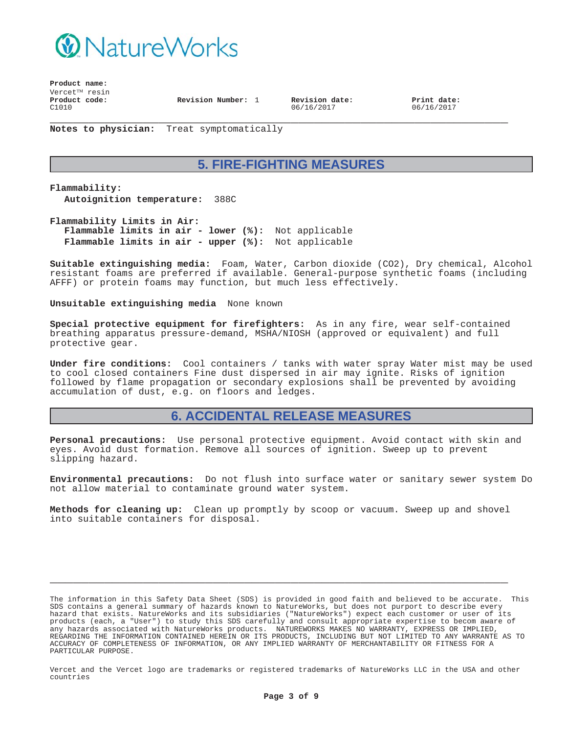**Product name:**
Vercet™ resin
**Product code:** C1010 **Revision Number:** 1 **Revision date:** 06/16/2017 **Print date:** 06/16/2017

**Notes to physician:** Treat symptomatically

## 5. FIRE-FIGHTING MEASURES

**Flammability:**
**Autoignition temperature:** 388C

**Flammability Limits in Air:**
**Flammable limits in air - lower (%):** Not applicable
**Flammable limits in air - upper (%):** Not applicable

**Suitable extinguishing media:** Foam, Water, Carbon dioxide (CO2), Dry chemical, Alcohol resistant foams are preferred if available. General-purpose synthetic foams (including AFFF) or protein foams may function, but much less effectively.

**Unsuitable extinguishing media** None known

**Special protective equipment for firefighters:** As in any fire, wear self-contained breathing apparatus pressure-demand, MSHA/NIOSH (approved or equivalent) and full protective gear.

**Under fire conditions:** Cool containers / tanks with water spray Water mist may be used to cool closed containers Fine dust dispersed in air may ignite. Risks of ignition followed by flame propagation or secondary explosions shall be prevented by avoiding accumulation of dust, e.g. on floors and ledges.

## 6. ACCIDENTAL RELEASE MEASURES

**Personal precautions:** Use personal protective equipment. Avoid contact with skin and eyes. Avoid dust formation. Remove all sources of ignition. Sweep up to prevent slipping hazard.

**Environmental precautions:** Do not flush into surface water or sanitary sewer system Do not allow material to contaminate ground water system.

**Methods for cleaning up:** Clean up promptly by scoop or vacuum. Sweep up and shovel into suitable containers for disposal.

The information in this Safety Data Sheet (SDS) is provided in good faith and believed to be accurate. This SDS contains a general summary of hazards known to NatureWorks, but does not purport to describe every hazard that exists. NatureWorks and its subsidiaries ("NatureWorks") expect each customer or user of its products (each, a "User") to study this SDS carefully and consult appropriate expertise to becom aware of any hazards associated with NatureWorks products. NATUREWORKS MAKES NO WARRANTY, EXPRESS OR IMPLIED, REGARDING THE INFORMATION CONTAINED HEREIN OR ITS PRODUCTS, INCLUDING BUT NOT LIMITED TO ANY WARRANTE AS TO ACCURACY OF COMPLETENESS OF INFORMATION, OR ANY IMPLIED WARRANTY OF MERCHANTABILITY OR FITNESS FOR A PARTICULAR PURPOSE.

Vercet and the Vercet logo are trademarks or registered trademarks of NatureWorks LLC in the USA and other countries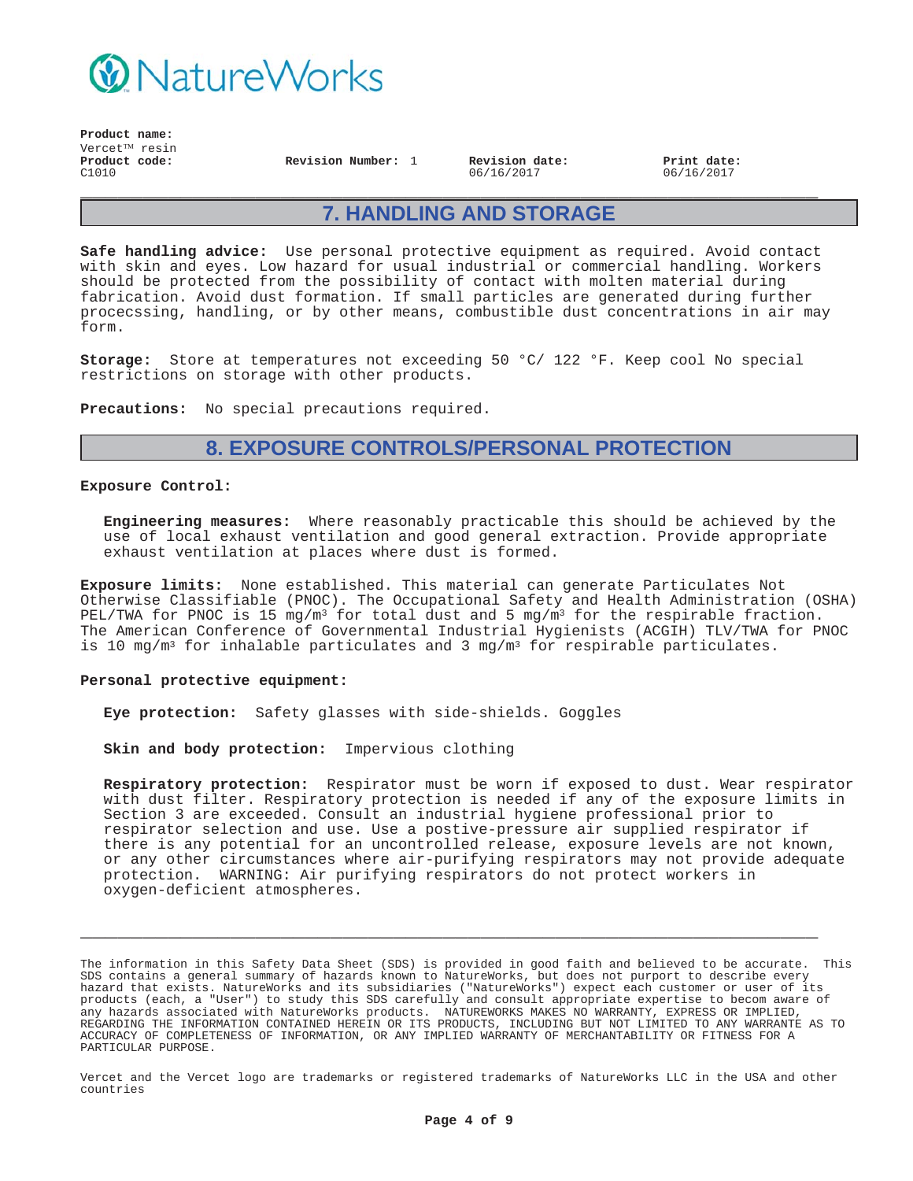**Product name:**
Vercet™ resin

**Product code:** C1010

**Revision Number:** 1

**Revision date:** 06/16/2017

**Print date:** 06/16/2017

## 7. HANDLING AND STORAGE

**Safe handling advice:** Use personal protective equipment as required. Avoid contact with skin and eyes. Low hazard for usual industrial or commercial handling. Workers should be protected from the possibility of contact with molten material during fabrication. Avoid dust formation. If small particles are generated during further procecssing, handling, or by other means, combustible dust concentrations in air may form.

**Storage:** Store at temperatures not exceeding 50 °C/ 122 °F. Keep cool No special restrictions on storage with other products.

**Precautions:** No special precautions required.

## 8. EXPOSURE CONTROLS/PERSONAL PROTECTION

**Exposure Control:**

**Engineering measures:** Where reasonably practicable this should be achieved by the use of local exhaust ventilation and good general extraction. Provide appropriate exhaust ventilation at places where dust is formed.

**Exposure limits:** None established. This material can generate Particulates Not Otherwise Classifiable (PNOC). The Occupational Safety and Health Administration (OSHA) PEL/TWA for PNOC is 15 mg/m³ for total dust and 5 mg/m³ for the respirable fraction. The American Conference of Governmental Industrial Hygienists (ACGIH) TLV/TWA for PNOC is 10 mg/m³ for inhalable particulates and 3 mg/m³ for respirable particulates.

**Personal protective equipment:**

**Eye protection:** Safety glasses with side-shields. Goggles

**Skin and body protection:** Impervious clothing

**Respiratory protection:** Respirator must be worn if exposed to dust. Wear respirator with dust filter. Respiratory protection is needed if any of the exposure limits in Section 3 are exceeded. Consult an industrial hygiene professional prior to respirator selection and use. Use a postive-pressure air supplied respirator if there is any potential for an uncontrolled release, exposure levels are not known, or any other circumstances where air-purifying respirators may not provide adequate protection. WARNING: Air purifying respirators do not protect workers in oxygen-deficient atmospheres.

---

The information in this Safety Data Sheet (SDS) is provided in good faith and believed to be accurate. This SDS contains a general summary of hazards known to NatureWorks, but does not purport to describe every hazard that exists. NatureWorks and its subsidiaries ("NatureWorks") expect each customer or user of its products (each, a "User") to study this SDS carefully and consult appropriate expertise to becom aware of any hazards associated with NatureWorks products. NATUREWORKS MAKES NO WARRANTY, EXPRESS OR IMPLIED, REGARDING THE INFORMATION CONTAINED HEREIN OR ITS PRODUCTS, INCLUDING BUT NOT LIMITED TO ANY WARRANTE AS TO ACCURACY OF COMPLETENESS OF INFORMATION, OR ANY IMPLIED WARRANTY OF MERCHANTABILITY OR FITNESS FOR A PARTICULAR PURPOSE.

Vercet and the Vercet logo are trademarks or registered trademarks of NatureWorks LLC in the USA and other countries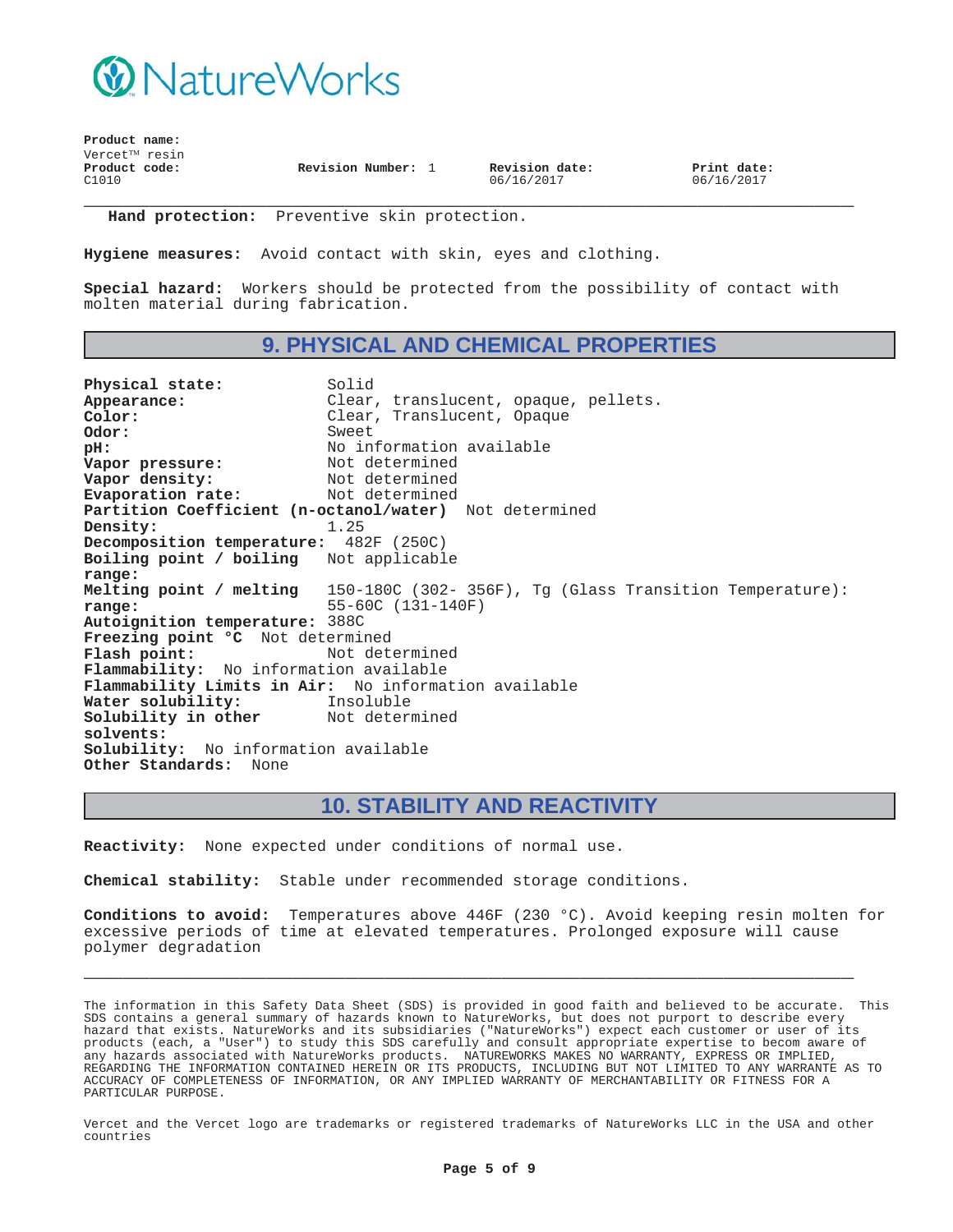**Hand protection:** Preventive skin protection.

**Hygiene measures:** Avoid contact with skin, eyes and clothing.

**Special hazard:** Workers should be protected from the possibility of contact with molten material during fabrication.

## 9. PHYSICAL AND CHEMICAL PROPERTIES

**Physical state:** Solid
**Appearance:** Clear, translucent, opaque, pellets.
**Color:** Clear, Translucent, Opaque
**Odor:** Sweet
**pH:** No information available
**Vapor pressure:** Not determined
**Vapor density:** Not determined
**Evaporation rate:** Not determined
**Partition Coefficient (n-octanol/water)** Not determined
**Density:** 1.25
**Decomposition temperature:** 482F (250C)
**Boiling point / boiling range:** Not applicable
**Melting point / melting range:** 150-180C (302- 356F), Tg (Glass Transition Temperature): 55-60C (131-140F)
**Autoignition temperature:** 388C
**Freezing point °C** Not determined
**Flash point:** Not determined
**Flammability:** No information available
**Flammability Limits in Air:** No information available
**Water solubility:** Insoluble
**Solubility in other solvents:** Not determined
**Solubility:** No information available
**Other Standards:** None

## 10. STABILITY AND REACTIVITY

**Reactivity:** None expected under conditions of normal use.

**Chemical stability:** Stable under recommended storage conditions.

**Conditions to avoid:** Temperatures above 446F (230 °C). Avoid keeping resin molten for excessive periods of time at elevated temperatures. Prolonged exposure will cause polymer degradation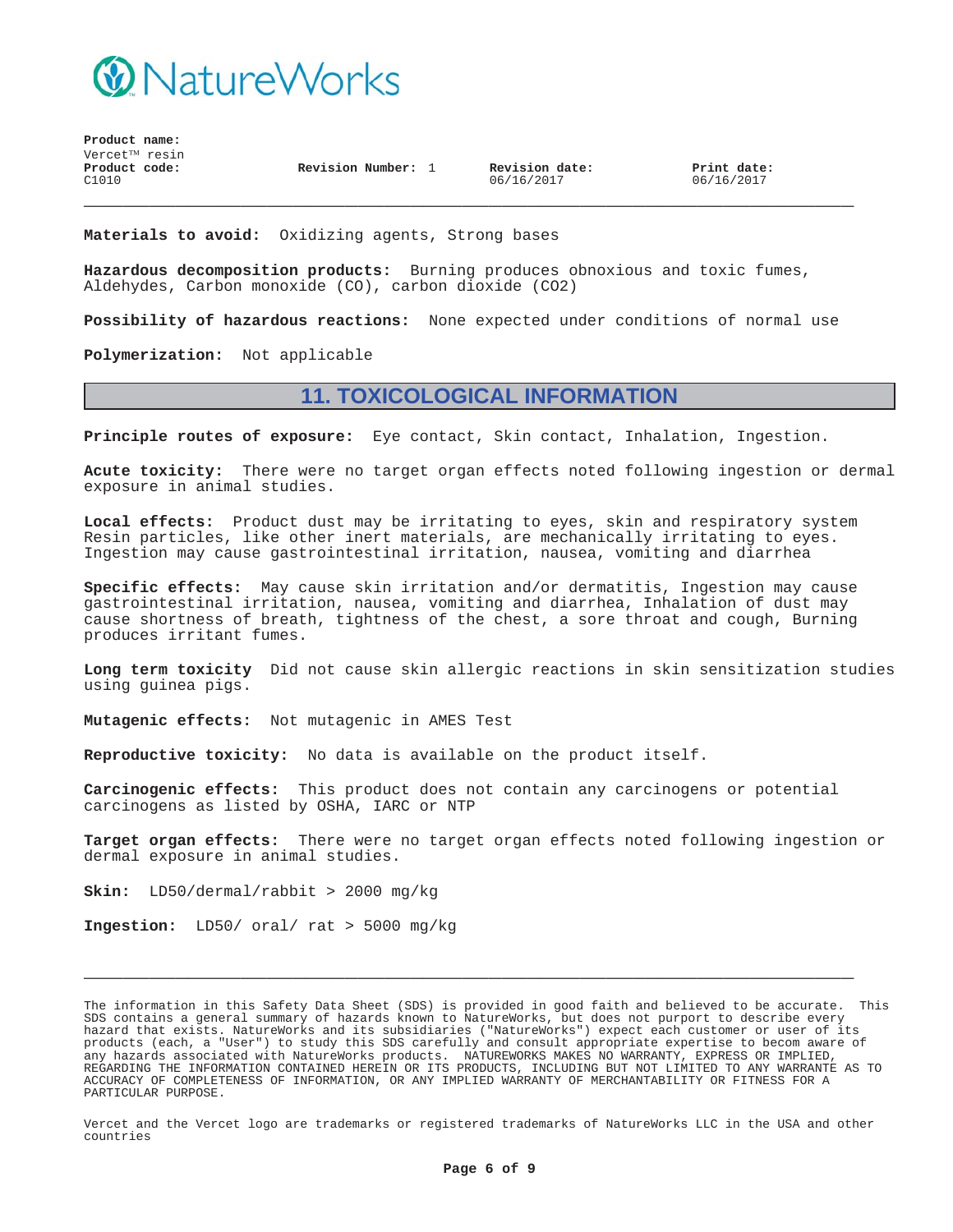**Product name:**
Vercet™ resin

**Product code:** C1010 | **Revision Number:** 1 | **Revision date:** 06/16/2017 | **Print date:** 06/16/2017

---

**Materials to avoid:** Oxidizing agents, Strong bases

**Hazardous decomposition products:** Burning produces obnoxious and toxic fumes, Aldehydes, Carbon monoxide (CO), carbon dioxide (CO2)

**Possibility of hazardous reactions:** None expected under conditions of normal use

**Polymerization:** Not applicable

## 11. TOXICOLOGICAL INFORMATION

**Principle routes of exposure:** Eye contact, Skin contact, Inhalation, Ingestion.

**Acute toxicity:** There were no target organ effects noted following ingestion or dermal exposure in animal studies.

**Local effects:** Product dust may be irritating to eyes, skin and respiratory system Resin particles, like other inert materials, are mechanically irritating to eyes. Ingestion may cause gastrointestinal irritation, nausea, vomiting and diarrhea

**Specific effects:** May cause skin irritation and/or dermatitis, Ingestion may cause gastrointestinal irritation, nausea, vomiting and diarrhea, Inhalation of dust may cause shortness of breath, tightness of the chest, a sore throat and cough, Burning produces irritant fumes.

**Long term toxicity** Did not cause skin allergic reactions in skin sensitization studies using guinea pigs.

**Mutagenic effects:** Not mutagenic in AMES Test

**Reproductive toxicity:** No data is available on the product itself.

**Carcinogenic effects:** This product does not contain any carcinogens or potential carcinogens as listed by OSHA, IARC or NTP

**Target organ effects:** There were no target organ effects noted following ingestion or dermal exposure in animal studies.

**Skin:** LD50/dermal/rabbit > 2000 mg/kg

**Ingestion:** LD50/ oral/ rat > 5000 mg/kg

---

The information in this Safety Data Sheet (SDS) is provided in good faith and believed to be accurate. This SDS contains a general summary of hazards known to NatureWorks, but does not purport to describe every hazard that exists. NatureWorks and its subsidiaries ("NatureWorks") expect each customer or user of its products (each, a "User") to study this SDS carefully and consult appropriate expertise to becom aware of any hazards associated with NatureWorks products. NATUREWORKS MAKES NO WARRANTY, EXPRESS OR IMPLIED, REGARDING THE INFORMATION CONTAINED HEREIN OR ITS PRODUCTS, INCLUDING BUT NOT LIMITED TO ANY WARRANTE AS TO ACCURACY OF COMPLETENESS OF INFORMATION, OR ANY IMPLIED WARRANTY OF MERCHANTABILITY OR FITNESS FOR A PARTICULAR PURPOSE.

Vercet and the Vercet logo are trademarks or registered trademarks of NatureWorks LLC in the USA and other countries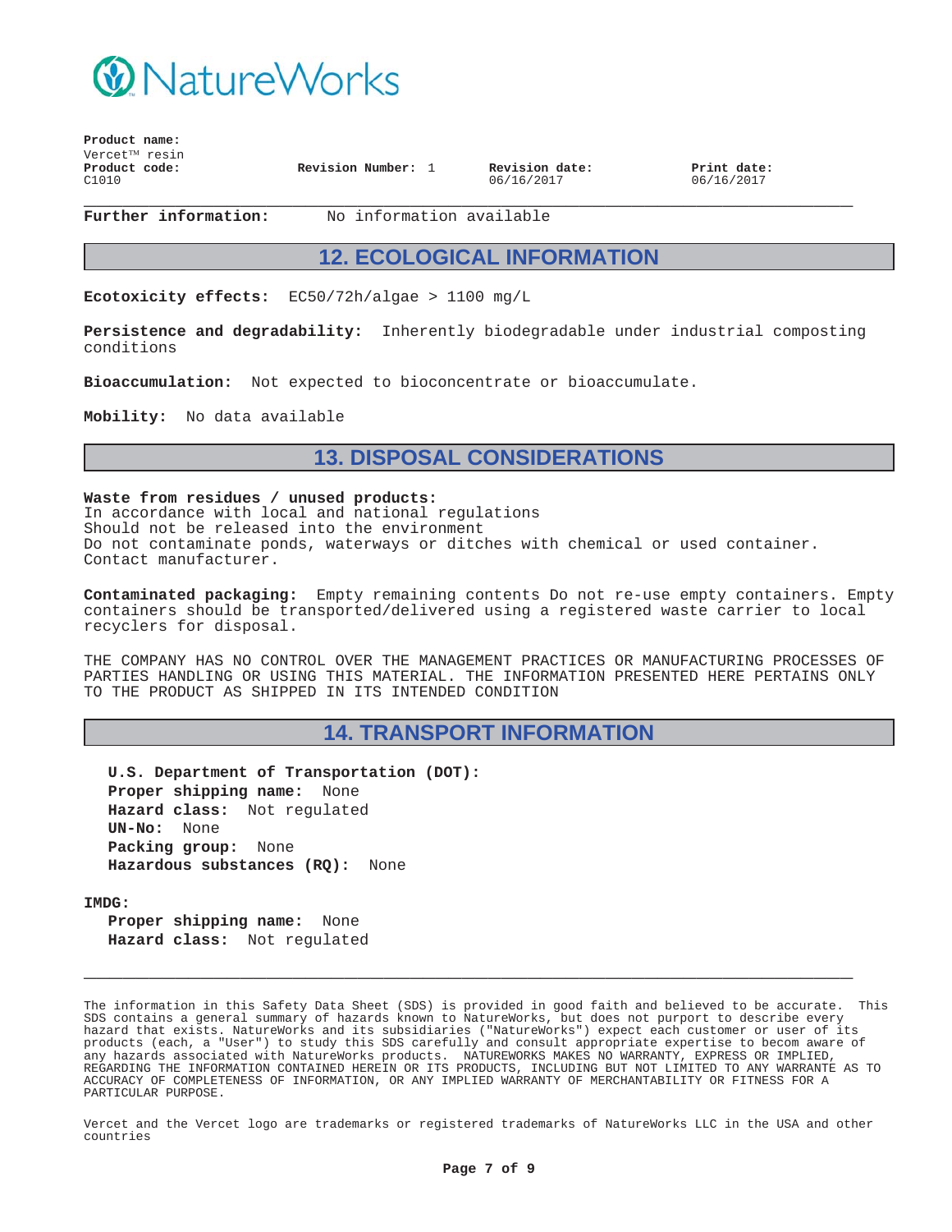**Product name:**
Vercet™ resin
**Product code:**
C1010

**Revision Number:** 1

**Revision date:**
06/16/2017

**Print date:**
06/16/2017

**Further information:** No information available

## 12. ECOLOGICAL INFORMATION

**Ecotoxicity effects:** EC50/72h/algae > 1100 mg/L

**Persistence and degradability:** Inherently biodegradable under industrial composting conditions

**Bioaccumulation:** Not expected to bioconcentrate or bioaccumulate.

**Mobility:** No data available

## 13. DISPOSAL CONSIDERATIONS

**Waste from residues / unused products:**
In accordance with local and national regulations
Should not be released into the environment
Do not contaminate ponds, waterways or ditches with chemical or used container.
Contact manufacturer.

**Contaminated packaging:** Empty remaining contents Do not re-use empty containers. Empty containers should be transported/delivered using a registered waste carrier to local recyclers for disposal.

THE COMPANY HAS NO CONTROL OVER THE MANAGEMENT PRACTICES OR MANUFACTURING PROCESSES OF PARTIES HANDLING OR USING THIS MATERIAL. THE INFORMATION PRESENTED HERE PERTAINS ONLY TO THE PRODUCT AS SHIPPED IN ITS INTENDED CONDITION

## 14. TRANSPORT INFORMATION

**U.S. Department of Transportation (DOT):**
**Proper shipping name:** None
**Hazard class:** Not regulated
**UN-No:** None
**Packing group:** None
**Hazardous substances (RQ):** None

**IMDG:**
**Proper shipping name:** None
**Hazard class:** Not regulated

The information in this Safety Data Sheet (SDS) is provided in good faith and believed to be accurate. This SDS contains a general summary of hazards known to NatureWorks, but does not purport to describe every hazard that exists. NatureWorks and its subsidiaries ("NatureWorks") expect each customer or user of its products (each, a "User") to study this SDS carefully and consult appropriate expertise to becom aware of any hazards associated with NatureWorks products. NATUREWORKS MAKES NO WARRANTY, EXPRESS OR IMPLIED, REGARDING THE INFORMATION CONTAINED HEREIN OR ITS PRODUCTS, INCLUDING BUT NOT LIMITED TO ANY WARRANTE AS TO ACCURACY OF COMPLETENESS OF INFORMATION, OR ANY IMPLIED WARRANTY OF MERCHANTABILITY OR FITNESS FOR A PARTICULAR PURPOSE.

Vercet and the Vercet logo are trademarks or registered trademarks of NatureWorks LLC in the USA and other countries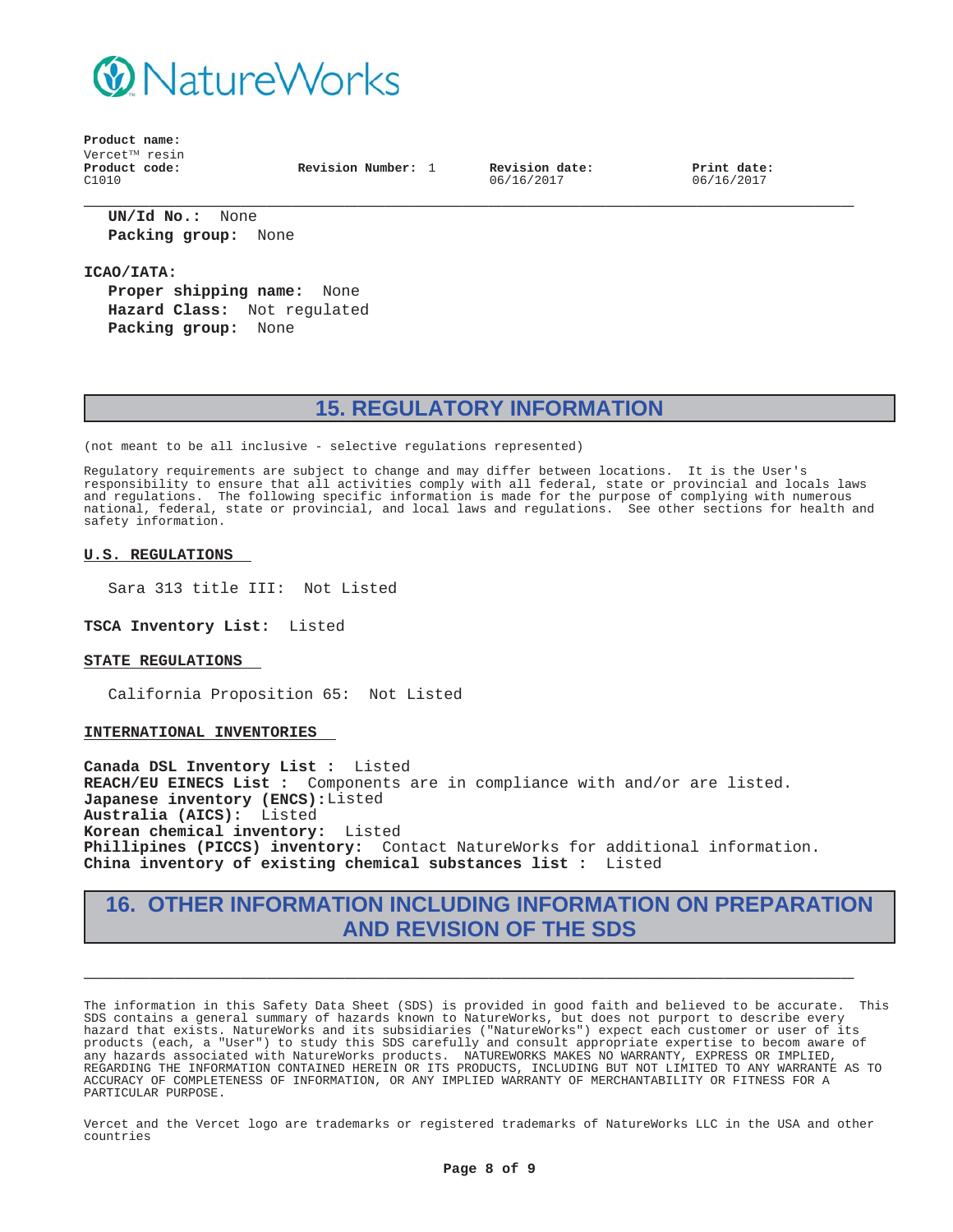**UN/Id No.:** None
**Packing group:** None

**ICAO/IATA:**
**Proper shipping name:** None
**Hazard Class:** Not regulated
**Packing group:** None

## 15. REGULATORY INFORMATION

(not meant to be all inclusive - selective regulations represented)

Regulatory requirements are subject to change and may differ between locations. It is the User's responsibility to ensure that all activities comply with all federal, state or provincial and locals laws and regulations. The following specific information is made for the purpose of complying with numerous national, federal, state or provincial, and local laws and regulations. See other sections for health and safety information.

**U.S. REGULATIONS**

Sara 313 title III: Not Listed

**TSCA Inventory List:** Listed

**STATE REGULATIONS**

California Proposition 65: Not Listed

**INTERNATIONAL INVENTORIES**

**Canada DSL Inventory List :** Listed
**REACH/EU EINECS List :** Components are in compliance with and/or are listed.
**Japanese inventory (ENCS):** Listed
**Australia (AICS):** Listed
**Korean chemical inventory:** Listed
**Phillipines (PICCS) inventory:** Contact NatureWorks for additional information.
**China inventory of existing chemical substances list :** Listed

## 16. OTHER INFORMATION INCLUDING INFORMATION ON PREPARATION AND REVISION OF THE SDS

The information in this Safety Data Sheet (SDS) is provided in good faith and believed to be accurate. This SDS contains a general summary of hazards known to NatureWorks, but does not purport to describe every hazard that exists. NatureWorks and its subsidiaries ("NatureWorks") expect each customer or user of its products (each, a "User") to study this SDS carefully and consult appropriate expertise to becom aware of any hazards associated with NatureWorks products. NATUREWORKS MAKES NO WARRANTY, EXPRESS OR IMPLIED, REGARDING THE INFORMATION CONTAINED HEREIN OR ITS PRODUCTS, INCLUDING BUT NOT LIMITED TO ANY WARRANTE AS TO ACCURACY OF COMPLETENESS OF INFORMATION, OR ANY IMPLIED WARRANTY OF MERCHANTABILITY OR FITNESS FOR A PARTICULAR PURPOSE.

Vercet and the Vercet logo are trademarks or registered trademarks of NatureWorks LLC in the USA and other countries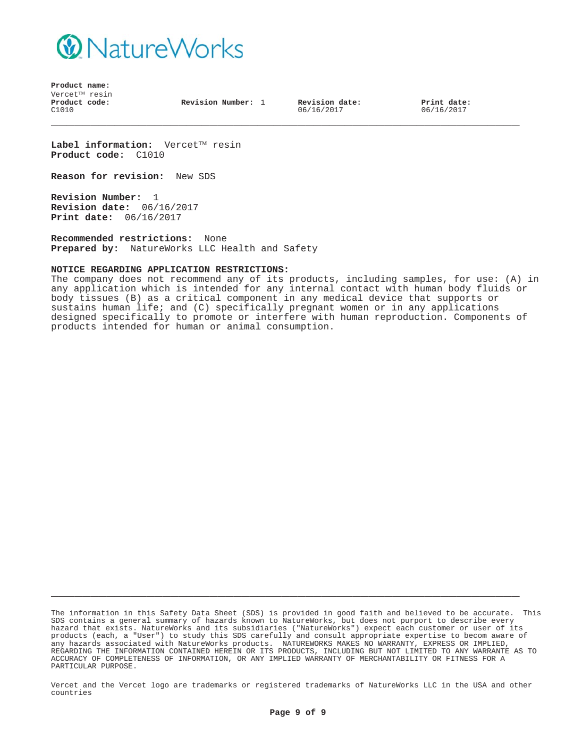**Label information:** Vercet™ resin
**Product code:** C1010

**Reason for revision:** New SDS

**Revision Number:** 1
**Revision date:** 06/16/2017
**Print date:** 06/16/2017

**Recommended restrictions:** None
**Prepared by:** NatureWorks LLC Health and Safety

**NOTICE REGARDING APPLICATION RESTRICTIONS:**
The company does not recommend any of its products, including samples, for use: (A) in any application which is intended for any internal contact with human body fluids or body tissues (B) as a critical component in any medical device that supports or sustains human life; and (C) specifically pregnant women or in any applications designed specifically to promote or interfere with human reproduction. Components of products intended for human or animal consumption.

---

The information in this Safety Data Sheet (SDS) is provided in good faith and believed to be accurate. This SDS contains a general summary of hazards known to NatureWorks, but does not purport to describe every hazard that exists. NatureWorks and its subsidiaries ("NatureWorks") expect each customer or user of its products (each, a "User") to study this SDS carefully and consult appropriate expertise to becom aware of any hazards associated with NatureWorks products. NATUREWORKS MAKES NO WARRANTY, EXPRESS OR IMPLIED, REGARDING THE INFORMATION CONTAINED HEREIN OR ITS PRODUCTS, INCLUDING BUT NOT LIMITED TO ANY WARRANTE AS TO ACCURACY OF COMPLETENESS OF INFORMATION, OR ANY IMPLIED WARRANTY OF MERCHANTABILITY OR FITNESS FOR A PARTICULAR PURPOSE.

Vercet and the Vercet logo are trademarks or registered trademarks of NatureWorks LLC in the USA and other countries